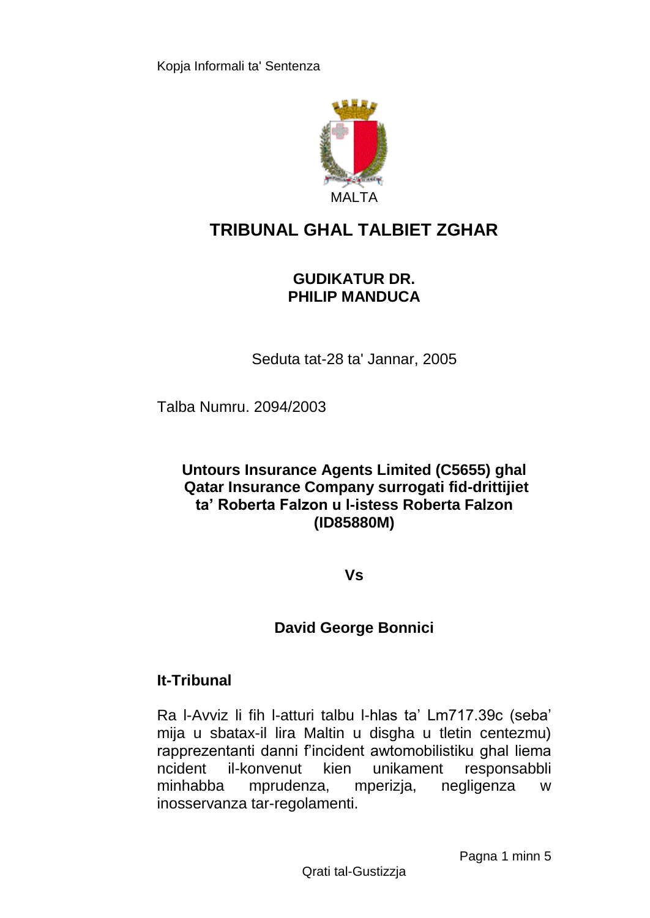Kopja Informali ta' Sentenza

MALTA

# TRIBUNAL GHAL TALBIET ZGHAR

**GUDIKATUR DR.**
**PHILIP MANDUCA**

Seduta tat-28 ta' Jannar, 2005

Talba Numru. 2094/2003

**Untours Insurance Agents Limited (C5655) ghal Qatar Insurance Company surrogati fid-drittijiet ta' Roberta Falzon u l-istess Roberta Falzon (ID85880M)**

**Vs**

**David George Bonnici**

## It-Tribunal

Ra l-Avviz li fih l-atturi talbu l-hlas ta' Lm717.39c (seba' mija u sbatax-il lira Maltin u disgha u tletin centezmu) rapprezentanti danni f'incident awtomobilistiku ghal liema ncident il-konvenut kien unikament responsabbli minhabba mprudenza, mperizja, negligenza w inosservanza tar-regolamenti.

Qrati tal-Gustizzja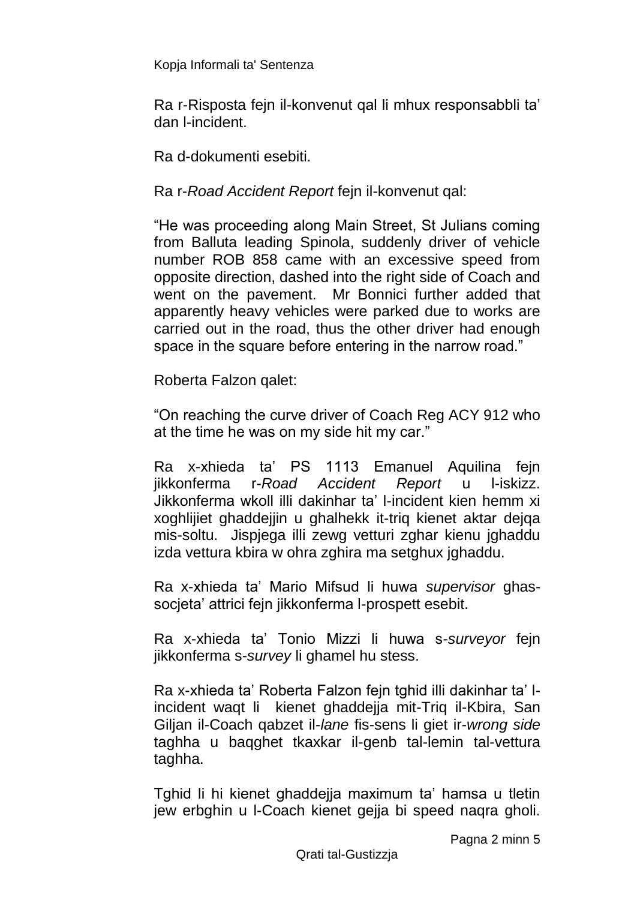Ra r-Risposta fejn il-konvenut qal li mhux responsabbli ta' dan l-incident.

Ra d-dokumenti esebiti.

Ra r-*Road Accident Report* fejn il-konvenut qal:

"He was proceeding along Main Street, St Julians coming from Balluta leading Spinola, suddenly driver of vehicle number ROB 858 came with an excessive speed from opposite direction, dashed into the right side of Coach and went on the pavement. Mr Bonnici further added that apparently heavy vehicles were parked due to works are carried out in the road, thus the other driver had enough space in the square before entering in the narrow road."

Roberta Falzon qalet:

"On reaching the curve driver of Coach Reg ACY 912 who at the time he was on my side hit my car."

Ra x-xhieda ta' PS 1113 Emanuel Aquilina fejn jikkonferma r-*Road Accident Report* u l-iskizz. Jikkonferma wkoll illi dakinhar ta' l-incident kien hemm xi xoghlijiet ghaddejjin u ghalhekk it-triq kienet aktar dejqa mis-soltu. Jispjega illi zewg vetturi zghar kienu jghaddu izda vettura kbira w ohra zghira ma setghux jghaddu.

Ra x-xhieda ta' Mario Mifsud li huwa *supervisor* ghas-socjeta' attrici fejn jikkonferma l-prospett esebit.

Ra x-xhieda ta' Tonio Mizzi li huwa s-*surveyor* fejn jikkonferma s-*survey* li ghamel hu stess.

Ra x-xhieda ta' Roberta Falzon fejn tghid illi dakinhar ta' l-incident waqt li kienet ghaddejja mit-Triq il-Kbira, San Giljan il-Coach qabzet il-*lane* fis-sens li giet ir-*wrong side* taghha u baqghet tkaxkar il-genb tal-lemin tal-vettura taghha.

Tghid li hi kienet ghaddejja maximum ta' hamsa u tletin jew erbghin u l-Coach kienet gejja bi speed naqra gholi.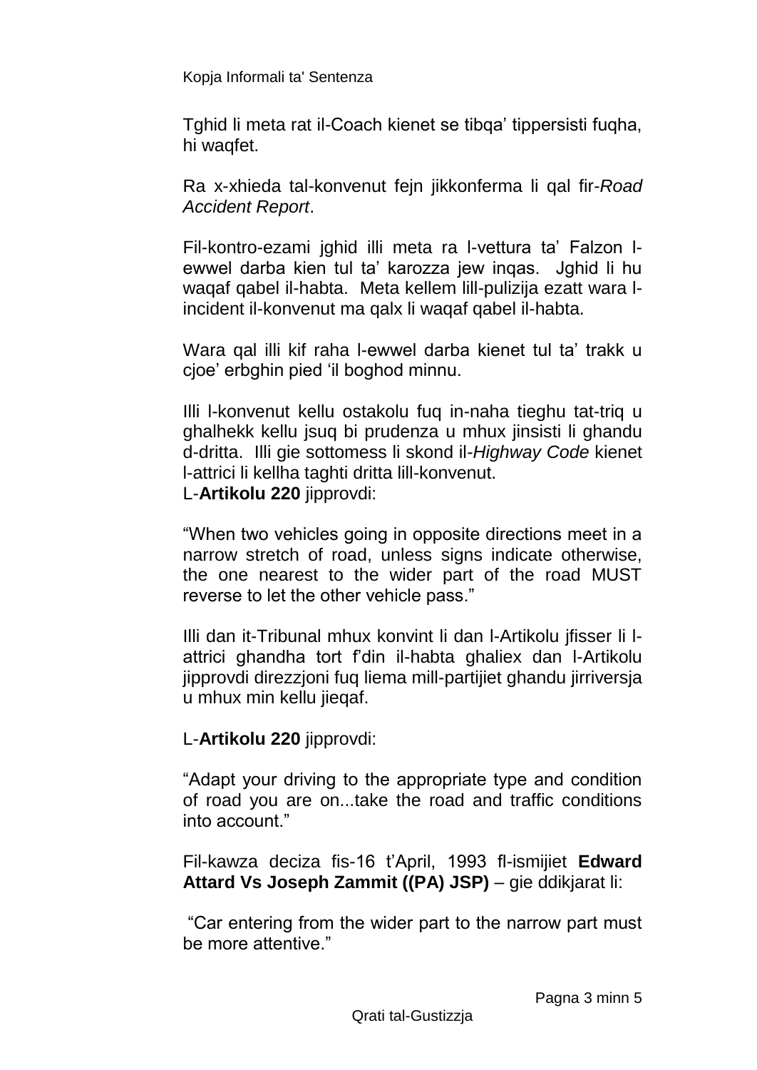Tghid li meta rat il-Coach kienet se tibqa' tippersisti fuqha, hi waqfet.

Ra x-xhieda tal-konvenut fejn jikkonferma li qal fir-*Road Accident Report*.

Fil-kontro-ezami jghid illi meta ra l-vettura ta' Falzon l-ewwel darba kien tul ta' karozza jew inqas. Jghid li hu waqaf qabel il-habta. Meta kellem lill-pulizija ezatt wara l-incident il-konvenut ma qalx li waqaf qabel il-habta.

Wara qal illi kif raha l-ewwel darba kienet tul ta' trakk u cjoe' erbghin pied 'il boghod minnu.

Illi l-konvenut kellu ostakolu fuq in-naha tieghu tat-triq u ghalhekk kellu jsuq bi prudenza u mhux jinsisti li ghandu d-dritta. Illi gie sottomess li skond il-*Highway Code* kienet l-attrici li kellha taghti dritta lill-konvenut.
L-**Artikolu 220** jipprovdi:

"When two vehicles going in opposite directions meet in a narrow stretch of road, unless signs indicate otherwise, the one nearest to the wider part of the road MUST reverse to let the other vehicle pass."

Illi dan it-Tribunal mhux konvint li dan l-Artikolu jfisser li l-attrici ghandha tort f'din il-habta ghaliex dan l-Artikolu jipprovdi direzzjoni fuq liema mill-partijiet ghandu jirriversja u mhux min kellu jieqaf.

L-**Artikolu 220** jipprovdi:

"Adapt your driving to the appropriate type and condition of road you are on...take the road and traffic conditions into account."

Fil-kawza deciza fis-16 t'April, 1993 fl-ismijiet **Edward Attard Vs Joseph Zammit ((PA) JSP)** – gie ddikjarat li:

"Car entering from the wider part to the narrow part must be more attentive."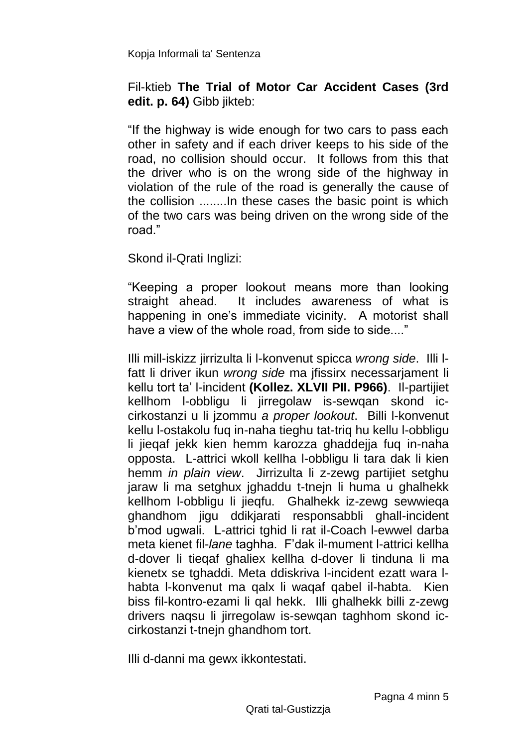Fil-ktieb **The Trial of Motor Car Accident Cases (3rd edit. p. 64)** Gibb jikteb:

"If the highway is wide enough for two cars to pass each other in safety and if each driver keeps to his side of the road, no collision should occur. It follows from this that the driver who is on the wrong side of the highway in violation of the rule of the road is generally the cause of the collision ........In these cases the basic point is which of the two cars was being driven on the wrong side of the road."

Skond il-Qrati Inglizi:

"Keeping a proper lookout means more than looking straight ahead. It includes awareness of what is happening in one's immediate vicinity. A motorist shall have a view of the whole road, from side to side...."

Illi mill-iskizz jirrizulta li l-konvenut spicca *wrong side*. Illi l-fatt li driver ikun *wrong side* ma jfissirx necessarjament li kellu tort ta' l-incident **(Kollez. XLVII PII. P966)**. Il-partijiet kellhom l-obbligu li jirregolaw is-sewqan skond ic-cirkostanzi u li jzommu *a proper lookout*. Billi l-konvenut kellu l-ostakolu fuq in-naha tieghu tat-triq hu kellu l-obbligu li jieqaf jekk kien hemm karozza ghaddejja fuq in-naha opposta. L-attrici wkoll kellha l-obbligu li tara dak li kien hemm *in plain view*. Jirrizulta li z-zewg partijiet setghu jaraw li ma setghux jghaddu t-tnejn li huma u ghalhekk kellhom l-obbligu li jieqfu. Ghalhekk iz-zewg sewwieqa ghandhom jigu ddikjarati responsabbli ghall-incident b'mod ugwali. L-attrici tghid li rat il-Coach l-ewwel darba meta kienet fil-*lane* taghha. F'dak il-mument l-attrici kellha d-dover li tieqaf ghaliex kellha d-dover li tinduna li ma kienetx se tghaddi. Meta ddiskriva l-incident ezatt wara l-habta l-konvenut ma qalx li waqaf qabel il-habta. Kien biss fil-kontro-ezami li qal hekk. Illi ghalhekk billi z-zewg drivers naqsu li jirregolaw is-sewqan taghhom skond ic-cirkostanzi t-tnejn ghandhom tort.

Illi d-danni ma gewx ikkontestati.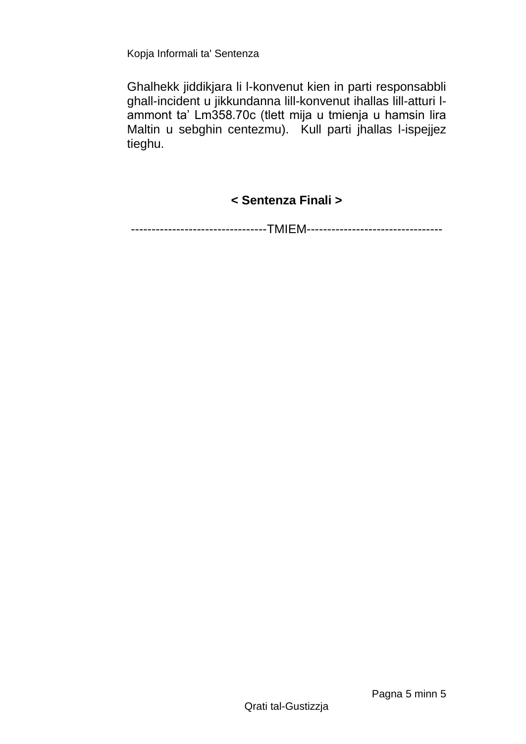Ghalhekk jiddikjara li l-konvenut kien in parti responsabbli ghall-incident u jikkundanna lill-konvenut ihallas lill-atturi l-ammont ta’ Lm358.70c (tlett mija u tmienja u hamsin lira Maltin u sebghin centezmu). Kull parti jhallas l-ispejjez tieghu.

**< Sentenza Finali >**

---------------------------------TMIEM---------------------------------